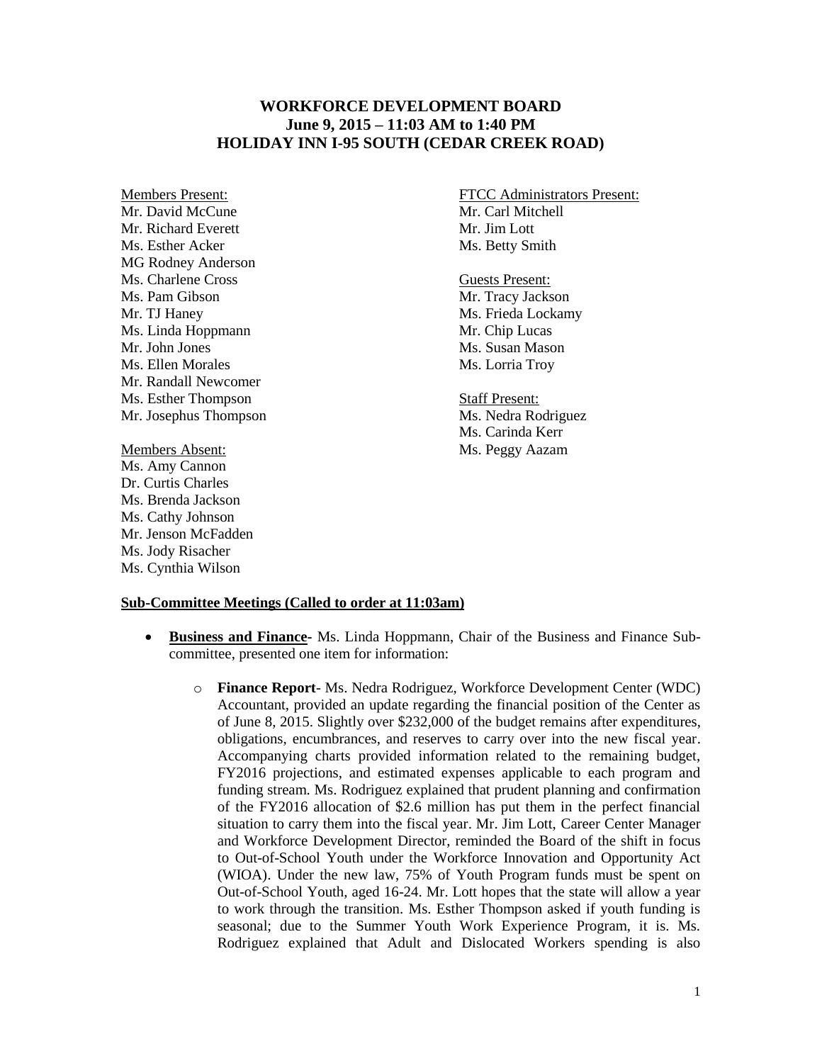# WORKFORCE DEVELOPMENT BOARD
## June 9, 2015 – 11:03 AM to 1:40 PM
## HOLIDAY INN I-95 SOUTH (CEDAR CREEK ROAD)

Members Present:
Mr. David McCune
Mr. Richard Everett
Ms. Esther Acker
MG Rodney Anderson
Ms. Charlene Cross
Ms. Pam Gibson
Mr. TJ Haney
Ms. Linda Hoppmann
Mr. John Jones
Ms. Ellen Morales
Mr. Randall Newcomer
Ms. Esther Thompson
Mr. Josephus Thompson

Members Absent:
Ms. Amy Cannon
Dr. Curtis Charles
Ms. Brenda Jackson
Ms. Cathy Johnson
Mr. Jenson McFadden
Ms. Jody Risacher
Ms. Cynthia Wilson

FTCC Administrators Present:
Mr. Carl Mitchell
Mr. Jim Lott
Ms. Betty Smith

Guests Present:
Mr. Tracy Jackson
Ms. Frieda Lockamy
Mr. Chip Lucas
Ms. Susan Mason
Ms. Lorria Troy

Staff Present:
Ms. Nedra Rodriguez
Ms. Carinda Kerr
Ms. Peggy Aazam

**Sub-Committee Meetings (Called to order at 11:03am)**

- **Business and Finance**- Ms. Linda Hoppmann, Chair of the Business and Finance Sub-committee, presented one item for information:
  - **Finance Report**- Ms. Nedra Rodriguez, Workforce Development Center (WDC) Accountant, provided an update regarding the financial position of the Center as of June 8, 2015. Slightly over $232,000 of the budget remains after expenditures, obligations, encumbrances, and reserves to carry over into the new fiscal year. Accompanying charts provided information related to the remaining budget, FY2016 projections, and estimated expenses applicable to each program and funding stream. Ms. Rodriguez explained that prudent planning and confirmation of the FY2016 allocation of $2.6 million has put them in the perfect financial situation to carry them into the fiscal year. Mr. Jim Lott, Career Center Manager and Workforce Development Director, reminded the Board of the shift in focus to Out-of-School Youth under the Workforce Innovation and Opportunity Act (WIOA). Under the new law, 75% of Youth Program funds must be spent on Out-of-School Youth, aged 16-24. Mr. Lott hopes that the state will allow a year to work through the transition. Ms. Esther Thompson asked if youth funding is seasonal; due to the Summer Youth Work Experience Program, it is. Ms. Rodriguez explained that Adult and Dislocated Workers spending is also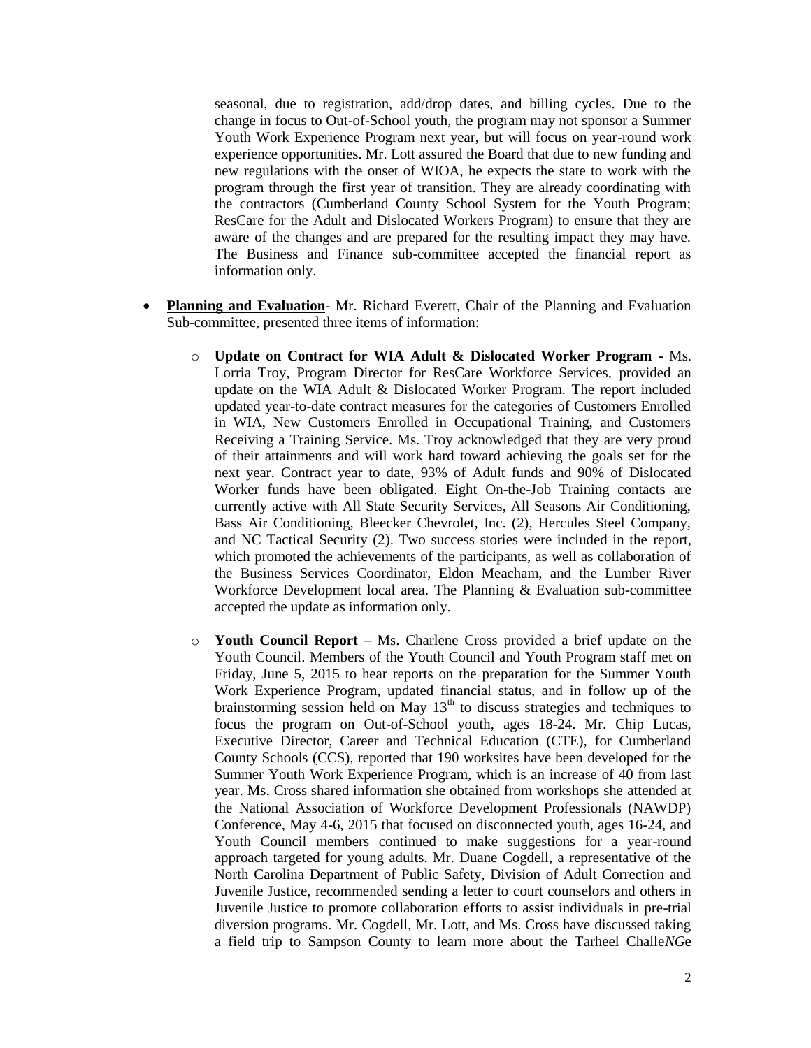seasonal, due to registration, add/drop dates, and billing cycles. Due to the change in focus to Out-of-School youth, the program may not sponsor a Summer Youth Work Experience Program next year, but will focus on year-round work experience opportunities. Mr. Lott assured the Board that due to new funding and new regulations with the onset of WIOA, he expects the state to work with the program through the first year of transition. They are already coordinating with the contractors (Cumberland County School System for the Youth Program; ResCare for the Adult and Dislocated Workers Program) to ensure that they are aware of the changes and are prepared for the resulting impact they may have. The Business and Finance sub-committee accepted the financial report as information only.

- **Planning and Evaluation**- Mr. Richard Everett, Chair of the Planning and Evaluation Sub-committee, presented three items of information:

  - **Update on Contract for WIA Adult & Dislocated Worker Program** - Ms. Lorria Troy, Program Director for ResCare Workforce Services, provided an update on the WIA Adult & Dislocated Worker Program. The report included updated year-to-date contract measures for the categories of Customers Enrolled in WIA, New Customers Enrolled in Occupational Training, and Customers Receiving a Training Service. Ms. Troy acknowledged that they are very proud of their attainments and will work hard toward achieving the goals set for the next year. Contract year to date, 93% of Adult funds and 90% of Dislocated Worker funds have been obligated. Eight On-the-Job Training contacts are currently active with All State Security Services, All Seasons Air Conditioning, Bass Air Conditioning, Bleecker Chevrolet, Inc. (2), Hercules Steel Company, and NC Tactical Security (2). Two success stories were included in the report, which promoted the achievements of the participants, as well as collaboration of the Business Services Coordinator, Eldon Meacham, and the Lumber River Workforce Development local area. The Planning & Evaluation sub-committee accepted the update as information only.

  - **Youth Council Report** – Ms. Charlene Cross provided a brief update on the Youth Council. Members of the Youth Council and Youth Program staff met on Friday, June 5, 2015 to hear reports on the preparation for the Summer Youth Work Experience Program, updated financial status, and in follow up of the brainstorming session held on May 13th to discuss strategies and techniques to focus the program on Out-of-School youth, ages 18-24. Mr. Chip Lucas, Executive Director, Career and Technical Education (CTE), for Cumberland County Schools (CCS), reported that 190 worksites have been developed for the Summer Youth Work Experience Program, which is an increase of 40 from last year. Ms. Cross shared information she obtained from workshops she attended at the National Association of Workforce Development Professionals (NAWDP) Conference, May 4-6, 2015 that focused on disconnected youth, ages 16-24, and Youth Council members continued to make suggestions for a year-round approach targeted for young adults. Mr. Duane Cogdell, a representative of the North Carolina Department of Public Safety, Division of Adult Correction and Juvenile Justice, recommended sending a letter to court counselors and others in Juvenile Justice to promote collaboration efforts to assist individuals in pre-trial diversion programs. Mr. Cogdell, Mr. Lott, and Ms. Cross have discussed taking a field trip to Sampson County to learn more about the Tarheel Challe*NG*e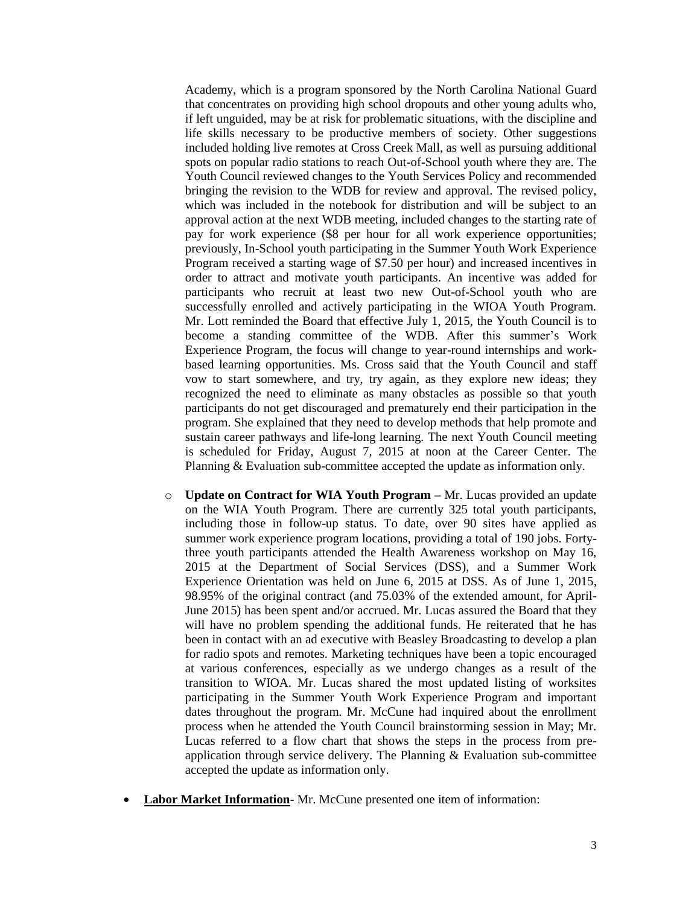Academy, which is a program sponsored by the North Carolina National Guard that concentrates on providing high school dropouts and other young adults who, if left unguided, may be at risk for problematic situations, with the discipline and life skills necessary to be productive members of society. Other suggestions included holding live remotes at Cross Creek Mall, as well as pursuing additional spots on popular radio stations to reach Out-of-School youth where they are. The Youth Council reviewed changes to the Youth Services Policy and recommended bringing the revision to the WDB for review and approval. The revised policy, which was included in the notebook for distribution and will be subject to an approval action at the next WDB meeting, included changes to the starting rate of pay for work experience ($8 per hour for all work experience opportunities; previously, In-School youth participating in the Summer Youth Work Experience Program received a starting wage of $7.50 per hour) and increased incentives in order to attract and motivate youth participants. An incentive was added for participants who recruit at least two new Out-of-School youth who are successfully enrolled and actively participating in the WIOA Youth Program. Mr. Lott reminded the Board that effective July 1, 2015, the Youth Council is to become a standing committee of the WDB. After this summer's Work Experience Program, the focus will change to year-round internships and work-based learning opportunities. Ms. Cross said that the Youth Council and staff vow to start somewhere, and try, try again, as they explore new ideas; they recognized the need to eliminate as many obstacles as possible so that youth participants do not get discouraged and prematurely end their participation in the program. She explained that they need to develop methods that help promote and sustain career pathways and life-long learning. The next Youth Council meeting is scheduled for Friday, August 7, 2015 at noon at the Career Center. The Planning & Evaluation sub-committee accepted the update as information only.

- **Update on Contract for WIA Youth Program –** Mr. Lucas provided an update on the WIA Youth Program. There are currently 325 total youth participants, including those in follow-up status. To date, over 90 sites have applied as summer work experience program locations, providing a total of 190 jobs. Forty-three youth participants attended the Health Awareness workshop on May 16, 2015 at the Department of Social Services (DSS), and a Summer Work Experience Orientation was held on June 6, 2015 at DSS. As of June 1, 2015, 98.95% of the original contract (and 75.03% of the extended amount, for April-June 2015) has been spent and/or accrued. Mr. Lucas assured the Board that they will have no problem spending the additional funds. He reiterated that he has been in contact with an ad executive with Beasley Broadcasting to develop a plan for radio spots and remotes. Marketing techniques have been a topic encouraged at various conferences, especially as we undergo changes as a result of the transition to WIOA. Mr. Lucas shared the most updated listing of worksites participating in the Summer Youth Work Experience Program and important dates throughout the program. Mr. McCune had inquired about the enrollment process when he attended the Youth Council brainstorming session in May; Mr. Lucas referred to a flow chart that shows the steps in the process from pre-application through service delivery. The Planning & Evaluation sub-committee accepted the update as information only.

- **Labor Market Information**- Mr. McCune presented one item of information: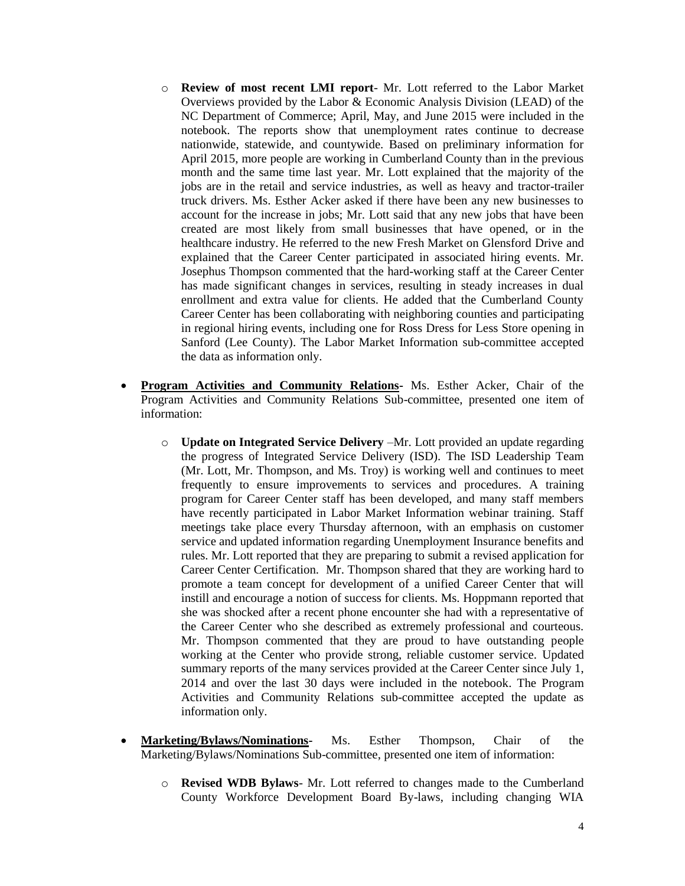- **Review of most recent LMI report**- Mr. Lott referred to the Labor Market Overviews provided by the Labor & Economic Analysis Division (LEAD) of the NC Department of Commerce; April, May, and June 2015 were included in the notebook. The reports show that unemployment rates continue to decrease nationwide, statewide, and countywide. Based on preliminary information for April 2015, more people are working in Cumberland County than in the previous month and the same time last year. Mr. Lott explained that the majority of the jobs are in the retail and service industries, as well as heavy and tractor-trailer truck drivers. Ms. Esther Acker asked if there have been any new businesses to account for the increase in jobs; Mr. Lott said that any new jobs that have been created are most likely from small businesses that have opened, or in the healthcare industry. He referred to the new Fresh Market on Glensford Drive and explained that the Career Center participated in associated hiring events. Mr. Josephus Thompson commented that the hard-working staff at the Career Center has made significant changes in services, resulting in steady increases in dual enrollment and extra value for clients. He added that the Cumberland County Career Center has been collaborating with neighboring counties and participating in regional hiring events, including one for Ross Dress for Less Store opening in Sanford (Lee County). The Labor Market Information sub-committee accepted the data as information only.

- **<u>Program Activities and Community Relations</u>-** Ms. Esther Acker, Chair of the Program Activities and Community Relations Sub-committee, presented one item of information:

  - **Update on Integrated Service Delivery** –Mr. Lott provided an update regarding the progress of Integrated Service Delivery (ISD). The ISD Leadership Team (Mr. Lott, Mr. Thompson, and Ms. Troy) is working well and continues to meet frequently to ensure improvements to services and procedures. A training program for Career Center staff has been developed, and many staff members have recently participated in Labor Market Information webinar training. Staff meetings take place every Thursday afternoon, with an emphasis on customer service and updated information regarding Unemployment Insurance benefits and rules. Mr. Lott reported that they are preparing to submit a revised application for Career Center Certification. Mr. Thompson shared that they are working hard to promote a team concept for development of a unified Career Center that will instill and encourage a notion of success for clients. Ms. Hoppmann reported that she was shocked after a recent phone encounter she had with a representative of the Career Center who she described as extremely professional and courteous. Mr. Thompson commented that they are proud to have outstanding people working at the Center who provide strong, reliable customer service. Updated summary reports of the many services provided at the Career Center since July 1, 2014 and over the last 30 days were included in the notebook. The Program Activities and Community Relations sub-committee accepted the update as information only.

- **<u>Marketing/Bylaws/Nominations</u>-** Ms. Esther Thompson, Chair of the Marketing/Bylaws/Nominations Sub-committee, presented one item of information:

  - **Revised WDB Bylaws**- Mr. Lott referred to changes made to the Cumberland County Workforce Development Board By-laws, including changing WIA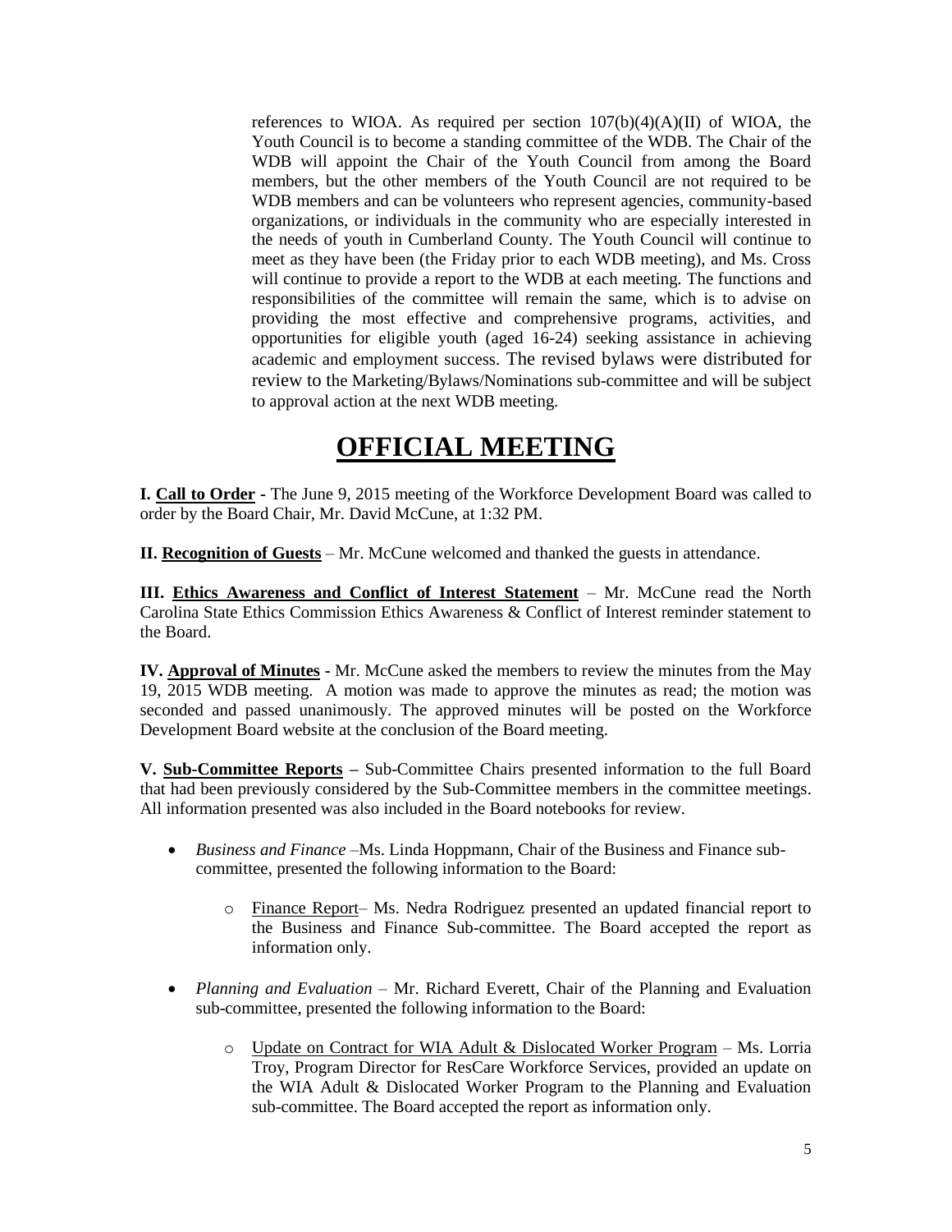references to WIOA. As required per section 107(b)(4)(A)(II) of WIOA, the Youth Council is to become a standing committee of the WDB. The Chair of the WDB will appoint the Chair of the Youth Council from among the Board members, but the other members of the Youth Council are not required to be WDB members and can be volunteers who represent agencies, community-based organizations, or individuals in the community who are especially interested in the needs of youth in Cumberland County. The Youth Council will continue to meet as they have been (the Friday prior to each WDB meeting), and Ms. Cross will continue to provide a report to the WDB at each meeting. The functions and responsibilities of the committee will remain the same, which is to advise on providing the most effective and comprehensive programs, activities, and opportunities for eligible youth (aged 16-24) seeking assistance in achieving academic and employment success. The revised bylaws were distributed for review to the Marketing/Bylaws/Nominations sub-committee and will be subject to approval action at the next WDB meeting.

# OFFICIAL MEETING

**I. Call to Order -** The June 9, 2015 meeting of the Workforce Development Board was called to order by the Board Chair, Mr. David McCune, at 1:32 PM.

**II. Recognition of Guests** – Mr. McCune welcomed and thanked the guests in attendance.

**III. Ethics Awareness and Conflict of Interest Statement** – Mr. McCune read the North Carolina State Ethics Commission Ethics Awareness & Conflict of Interest reminder statement to the Board.

**IV. Approval of Minutes -** Mr. McCune asked the members to review the minutes from the May 19, 2015 WDB meeting. A motion was made to approve the minutes as read; the motion was seconded and passed unanimously. The approved minutes will be posted on the Workforce Development Board website at the conclusion of the Board meeting.

**V. Sub-Committee Reports –** Sub-Committee Chairs presented information to the full Board that had been previously considered by the Sub-Committee members in the committee meetings. All information presented was also included in the Board notebooks for review.

- *Business and Finance* –Ms. Linda Hoppmann, Chair of the Business and Finance sub-committee, presented the following information to the Board:
    - Finance Report– Ms. Nedra Rodriguez presented an updated financial report to the Business and Finance Sub-committee. The Board accepted the report as information only.
- *Planning and Evaluation* – Mr. Richard Everett, Chair of the Planning and Evaluation sub-committee, presented the following information to the Board:
    - Update on Contract for WIA Adult & Dislocated Worker Program – Ms. Lorria Troy, Program Director for ResCare Workforce Services, provided an update on the WIA Adult & Dislocated Worker Program to the Planning and Evaluation sub-committee. The Board accepted the report as information only.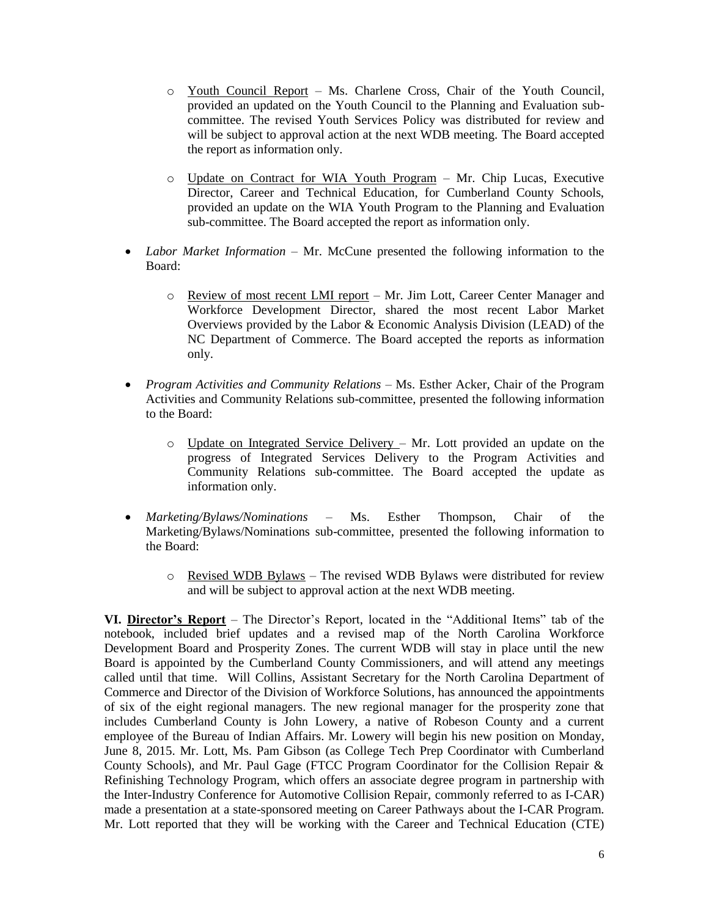- <u>Youth Council Report</u> – Ms. Charlene Cross, Chair of the Youth Council, provided an updated on the Youth Council to the Planning and Evaluation sub-committee. The revised Youth Services Policy was distributed for review and will be subject to approval action at the next WDB meeting. The Board accepted the report as information only.

  - <u>Update on Contract for WIA Youth Program</u> – Mr. Chip Lucas, Executive Director, Career and Technical Education, for Cumberland County Schools, provided an update on the WIA Youth Program to the Planning and Evaluation sub-committee. The Board accepted the report as information only.

- *Labor Market Information* – Mr. McCune presented the following information to the Board:

  - <u>Review of most recent LMI report</u> – Mr. Jim Lott, Career Center Manager and Workforce Development Director, shared the most recent Labor Market Overviews provided by the Labor & Economic Analysis Division (LEAD) of the NC Department of Commerce. The Board accepted the reports as information only.

- *Program Activities and Community Relations* – Ms. Esther Acker, Chair of the Program Activities and Community Relations sub-committee, presented the following information to the Board:

  - <u>Update on Integrated Service Delivery</u> – Mr. Lott provided an update on the progress of Integrated Services Delivery to the Program Activities and Community Relations sub-committee. The Board accepted the update as information only.

- *Marketing/Bylaws/Nominations* – Ms. Esther Thompson, Chair of the Marketing/Bylaws/Nominations sub-committee, presented the following information to the Board:

  - <u>Revised WDB Bylaws</u> – The revised WDB Bylaws were distributed for review and will be subject to approval action at the next WDB meeting.

**VI. <u>Director's Report</u>** – The Director's Report, located in the "Additional Items" tab of the notebook, included brief updates and a revised map of the North Carolina Workforce Development Board and Prosperity Zones. The current WDB will stay in place until the new Board is appointed by the Cumberland County Commissioners, and will attend any meetings called until that time. Will Collins, Assistant Secretary for the North Carolina Department of Commerce and Director of the Division of Workforce Solutions, has announced the appointments of six of the eight regional managers. The new regional manager for the prosperity zone that includes Cumberland County is John Lowery, a native of Robeson County and a current employee of the Bureau of Indian Affairs. Mr. Lowery will begin his new position on Monday, June 8, 2015. Mr. Lott, Ms. Pam Gibson (as College Tech Prep Coordinator with Cumberland County Schools), and Mr. Paul Gage (FTCC Program Coordinator for the Collision Repair & Refinishing Technology Program, which offers an associate degree program in partnership with the Inter-Industry Conference for Automotive Collision Repair, commonly referred to as I-CAR) made a presentation at a state-sponsored meeting on Career Pathways about the I-CAR Program. Mr. Lott reported that they will be working with the Career and Technical Education (CTE)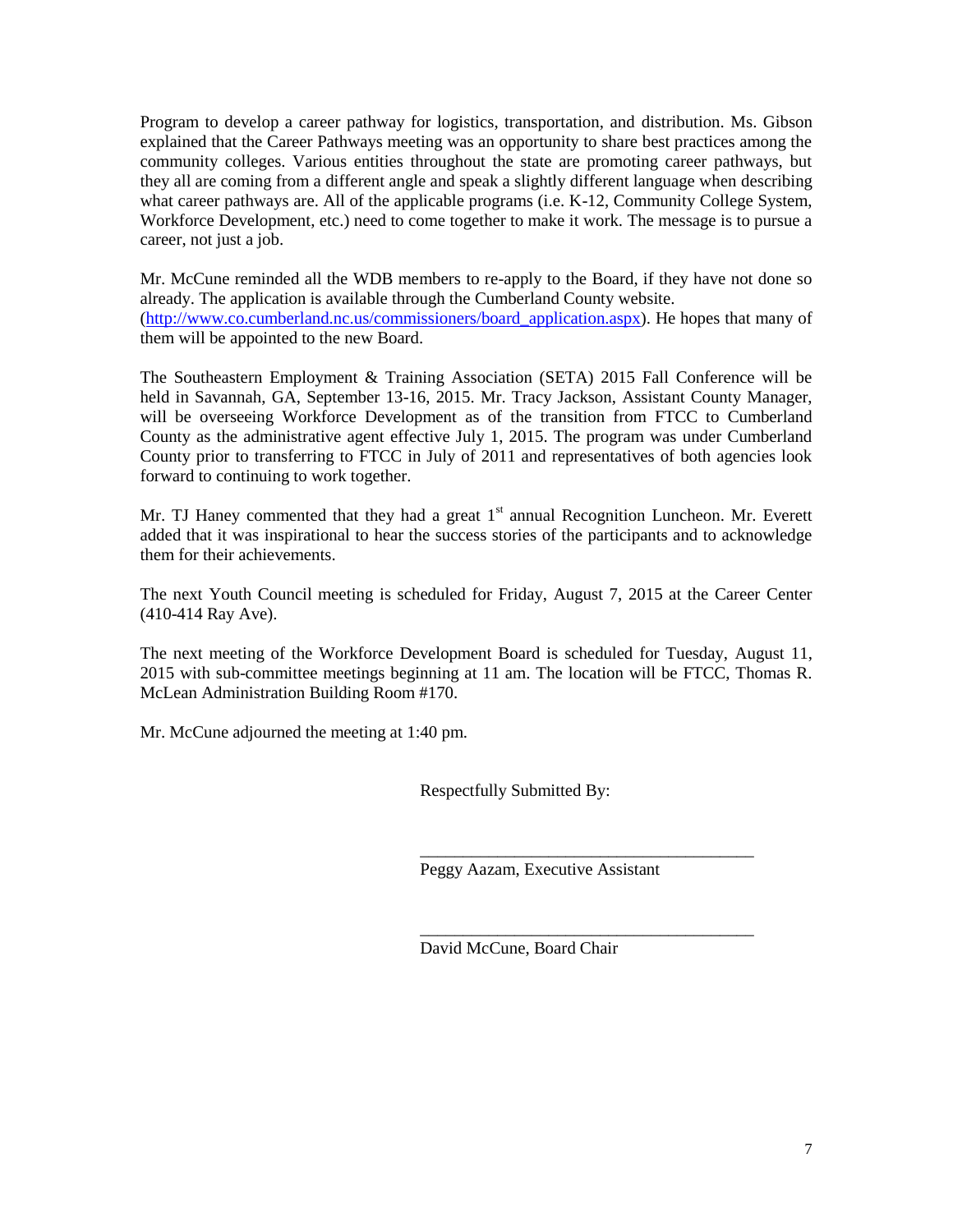Program to develop a career pathway for logistics, transportation, and distribution. Ms. Gibson explained that the Career Pathways meeting was an opportunity to share best practices among the community colleges. Various entities throughout the state are promoting career pathways, but they all are coming from a different angle and speak a slightly different language when describing what career pathways are. All of the applicable programs (i.e. K-12, Community College System, Workforce Development, etc.) need to come together to make it work. The message is to pursue a career, not just a job.

Mr. McCune reminded all the WDB members to re-apply to the Board, if they have not done so already. The application is available through the Cumberland County website. ([http://www.co.cumberland.nc.us/commissioners/board_application.aspx](http://www.co.cumberland.nc.us/commissioners/board_application.aspx)). He hopes that many of them will be appointed to the new Board.

The Southeastern Employment & Training Association (SETA) 2015 Fall Conference will be held in Savannah, GA, September 13-16, 2015. Mr. Tracy Jackson, Assistant County Manager, will be overseeing Workforce Development as of the transition from FTCC to Cumberland County as the administrative agent effective July 1, 2015. The program was under Cumberland County prior to transferring to FTCC in July of 2011 and representatives of both agencies look forward to continuing to work together.

Mr. TJ Haney commented that they had a great 1st annual Recognition Luncheon. Mr. Everett added that it was inspirational to hear the success stories of the participants and to acknowledge them for their achievements.

The next Youth Council meeting is scheduled for Friday, August 7, 2015 at the Career Center (410-414 Ray Ave).

The next meeting of the Workforce Development Board is scheduled for Tuesday, August 11, 2015 with sub-committee meetings beginning at 11 am. The location will be FTCC, Thomas R. McLean Administration Building Room #170.

Mr. McCune adjourned the meeting at 1:40 pm.

Respectfully Submitted By:

________________________________________

Peggy Aazam, Executive Assistant

________________________________________

David McCune, Board Chair